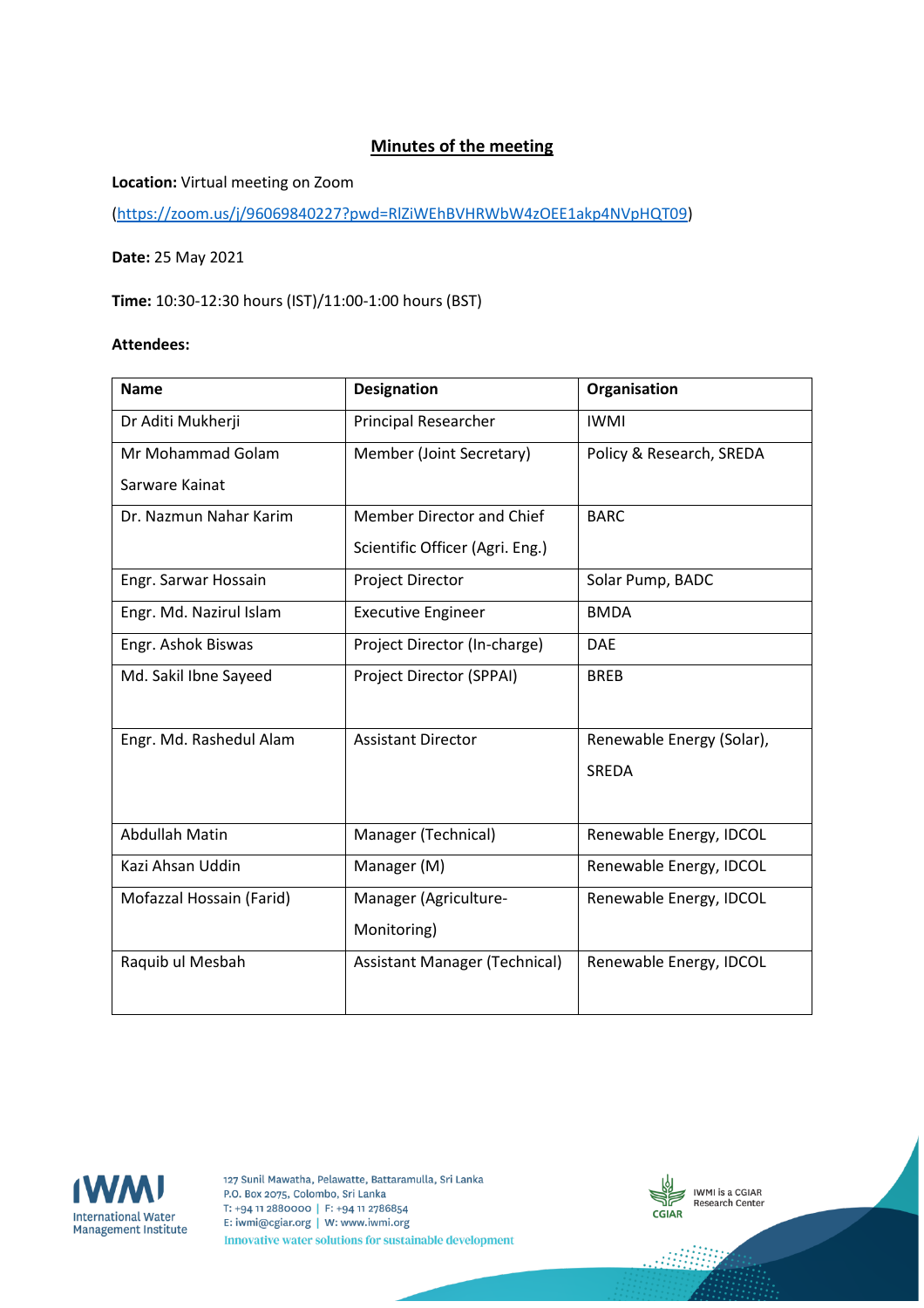## Minutes of the meeting

**Location:** Virtual meeting on Zoom

(https://zoom.us/j/96069840227?pwd=RlZiWEhBVHRWbW4zOEE1akp4NVpHQT09)

**Date:** 25 May 2021

**Time:** 10:30-12:30 hours (IST)/11:00-1:00 hours (BST)

**Attendees:**

| Name | Designation | Organisation |
|---|---|---|
| Dr Aditi Mukherji | Principal Researcher | IWMI |
| Mr Mohammad Golam Sarware Kainat | Member (Joint Secretary) | Policy & Research, SREDA |
| Dr. Nazmun Nahar Karim | Member Director and Chief Scientific Officer (Agri. Eng.) | BARC |
| Engr. Sarwar Hossain | Project Director | Solar Pump, BADC |
| Engr. Md. Nazirul Islam | Executive Engineer | BMDA |
| Engr. Ashok Biswas | Project Director (In-charge) | DAE |
| Md. Sakil Ibne Sayeed | Project Director (SPPAI) | BREB |
| Engr. Md. Rashedul Alam | Assistant Director | Renewable Energy (Solar), SREDA |
| Abdullah Matin | Manager (Technical) | Renewable Energy, IDCOL |
| Kazi Ahsan Uddin | Manager (M) | Renewable Energy, IDCOL |
| Mofazzal Hossain (Farid) | Manager (Agriculture-Monitoring) | Renewable Energy, IDCOL |
| Raquib ul Mesbah | Assistant Manager (Technical) | Renewable Energy, IDCOL |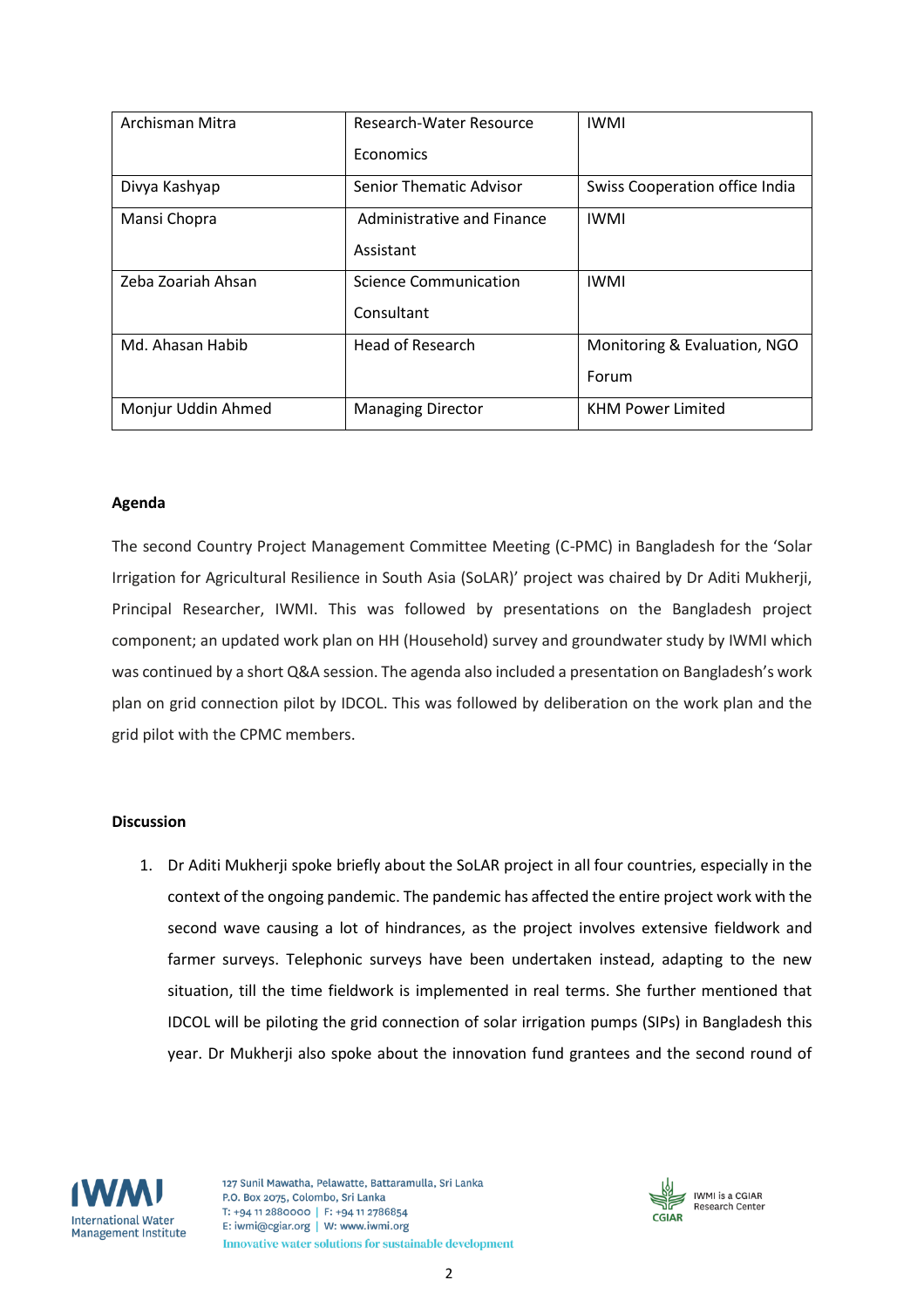| Archisman Mitra | Research-Water Resource Economics | IWMI |
|---|---|---|
| Divya Kashyap | Senior Thematic Advisor | Swiss Cooperation office India |
| Mansi Chopra | Administrative and Finance Assistant | IWMI |
| Zeba Zoariah Ahsan | Science Communication Consultant | IWMI |
| Md. Ahasan Habib | Head of Research | Monitoring & Evaluation, NGO Forum |
| Monjur Uddin Ahmed | Managing Director | KHM Power Limited |

**Agenda**

The second Country Project Management Committee Meeting (C-PMC) in Bangladesh for the 'Solar Irrigation for Agricultural Resilience in South Asia (SoLAR)' project was chaired by Dr Aditi Mukherji, Principal Researcher, IWMI. This was followed by presentations on the Bangladesh project component; an updated work plan on HH (Household) survey and groundwater study by IWMI which was continued by a short Q&A session. The agenda also included a presentation on Bangladesh's work plan on grid connection pilot by IDCOL. This was followed by deliberation on the work plan and the grid pilot with the CPMC members.

**Discussion**

1. Dr Aditi Mukherji spoke briefly about the SoLAR project in all four countries, especially in the context of the ongoing pandemic. The pandemic has affected the entire project work with the second wave causing a lot of hindrances, as the project involves extensive fieldwork and farmer surveys. Telephonic surveys have been undertaken instead, adapting to the new situation, till the time fieldwork is implemented in real terms. She further mentioned that IDCOL will be piloting the grid connection of solar irrigation pumps (SIPs) in Bangladesh this year. Dr Mukherji also spoke about the innovation fund grantees and the second round of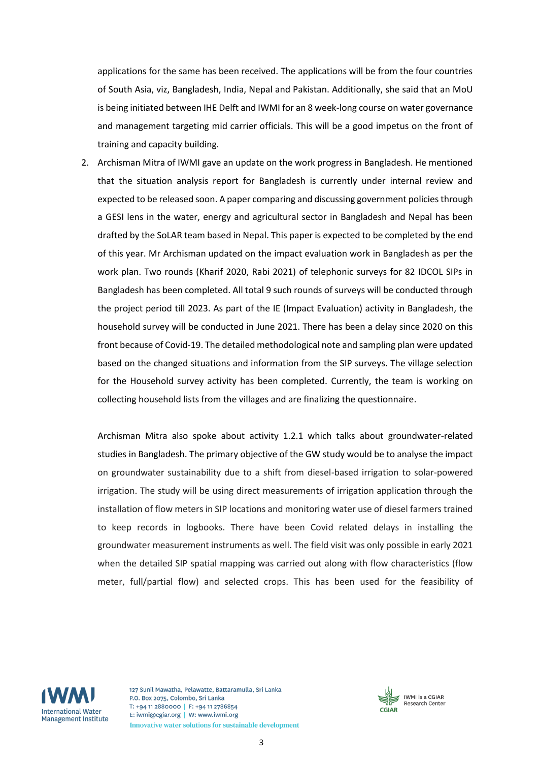applications for the same has been received. The applications will be from the four countries of South Asia, viz, Bangladesh, India, Nepal and Pakistan. Additionally, she said that an MoU is being initiated between IHE Delft and IWMI for an 8 week-long course on water governance and management targeting mid carrier officials. This will be a good impetus on the front of training and capacity building.

2. Archisman Mitra of IWMI gave an update on the work progress in Bangladesh. He mentioned that the situation analysis report for Bangladesh is currently under internal review and expected to be released soon. A paper comparing and discussing government policies through a GESI lens in the water, energy and agricultural sector in Bangladesh and Nepal has been drafted by the SoLAR team based in Nepal. This paper is expected to be completed by the end of this year. Mr Archisman updated on the impact evaluation work in Bangladesh as per the work plan. Two rounds (Kharif 2020, Rabi 2021) of telephonic surveys for 82 IDCOL SIPs in Bangladesh has been completed. All total 9 such rounds of surveys will be conducted through the project period till 2023. As part of the IE (Impact Evaluation) activity in Bangladesh, the household survey will be conducted in June 2021. There has been a delay since 2020 on this front because of Covid-19. The detailed methodological note and sampling plan were updated based on the changed situations and information from the SIP surveys. The village selection for the Household survey activity has been completed. Currently, the team is working on collecting household lists from the villages and are finalizing the questionnaire.

   Archisman Mitra also spoke about activity 1.2.1 which talks about groundwater-related studies in Bangladesh. The primary objective of the GW study would be to analyse the impact on groundwater sustainability due to a shift from diesel-based irrigation to solar-powered irrigation. The study will be using direct measurements of irrigation application through the installation of flow meters in SIP locations and monitoring water use of diesel farmers trained to keep records in logbooks. There have been Covid related delays in installing the groundwater measurement instruments as well. The field visit was only possible in early 2021 when the detailed SIP spatial mapping was carried out along with flow characteristics (flow meter, full/partial flow) and selected crops. This has been used for the feasibility of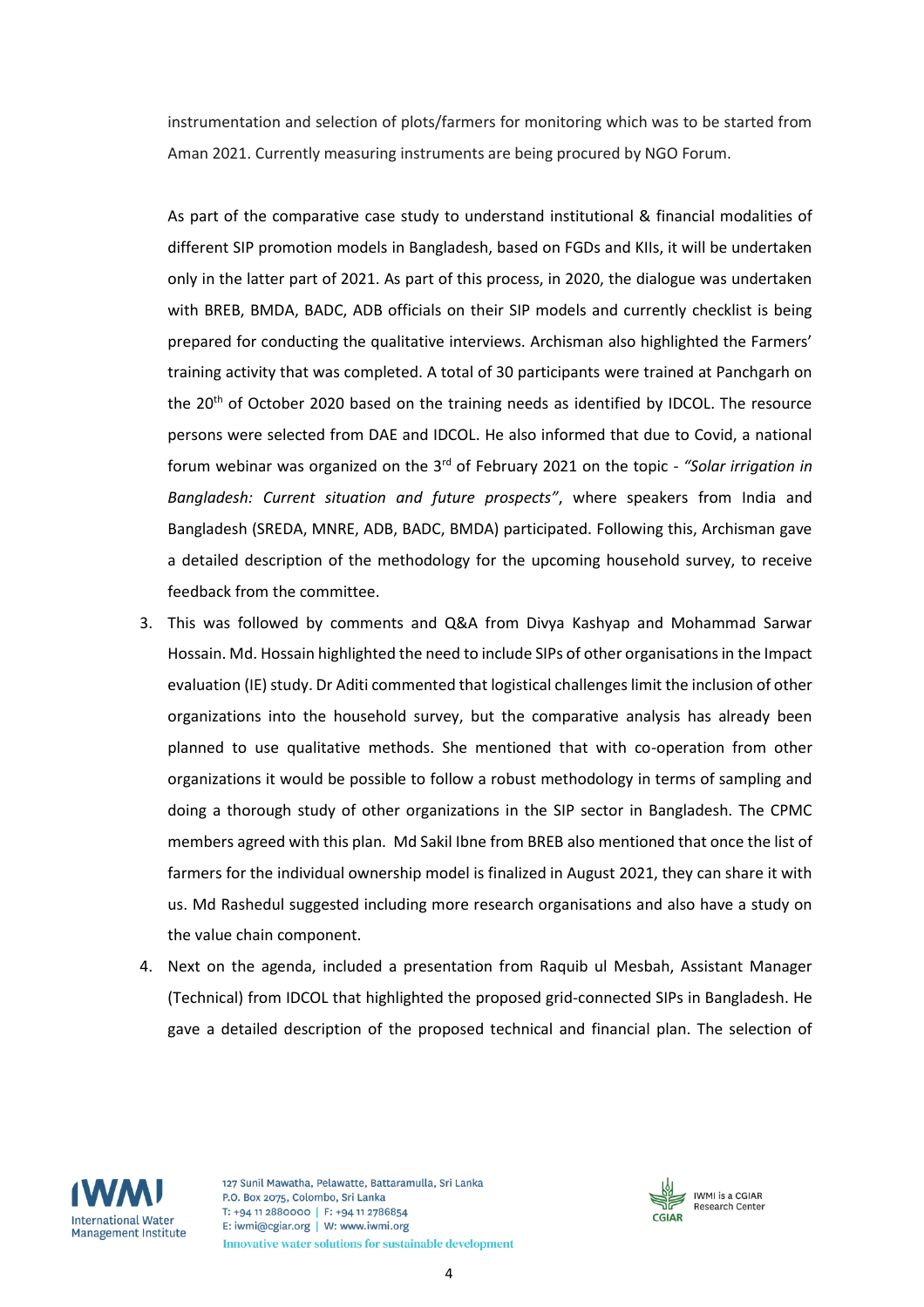instrumentation and selection of plots/farmers for monitoring which was to be started from Aman 2021. Currently measuring instruments are being procured by NGO Forum.

As part of the comparative case study to understand institutional & financial modalities of different SIP promotion models in Bangladesh, based on FGDs and KIIs, it will be undertaken only in the latter part of 2021. As part of this process, in 2020, the dialogue was undertaken with BREB, BMDA, BADC, ADB officials on their SIP models and currently checklist is being prepared for conducting the qualitative interviews. Archisman also highlighted the Farmers' training activity that was completed. A total of 30 participants were trained at Panchgarh on the 20th of October 2020 based on the training needs as identified by IDCOL. The resource persons were selected from DAE and IDCOL. He also informed that due to Covid, a national forum webinar was organized on the 3rd of February 2021 on the topic - *"Solar irrigation in Bangladesh: Current situation and future prospects"*, where speakers from India and Bangladesh (SREDA, MNRE, ADB, BADC, BMDA) participated. Following this, Archisman gave a detailed description of the methodology for the upcoming household survey, to receive feedback from the committee.

3. This was followed by comments and Q&A from Divya Kashyap and Mohammad Sarwar Hossain. Md. Hossain highlighted the need to include SIPs of other organisations in the Impact evaluation (IE) study. Dr Aditi commented that logistical challenges limit the inclusion of other organizations into the household survey, but the comparative analysis has already been planned to use qualitative methods. She mentioned that with co-operation from other organizations it would be possible to follow a robust methodology in terms of sampling and doing a thorough study of other organizations in the SIP sector in Bangladesh. The CPMC members agreed with this plan. Md Sakil Ibne from BREB also mentioned that once the list of farmers for the individual ownership model is finalized in August 2021, they can share it with us. Md Rashedul suggested including more research organisations and also have a study on the value chain component.
4. Next on the agenda, included a presentation from Raquib ul Mesbah, Assistant Manager (Technical) from IDCOL that highlighted the proposed grid-connected SIPs in Bangladesh. He gave a detailed description of the proposed technical and financial plan. The selection of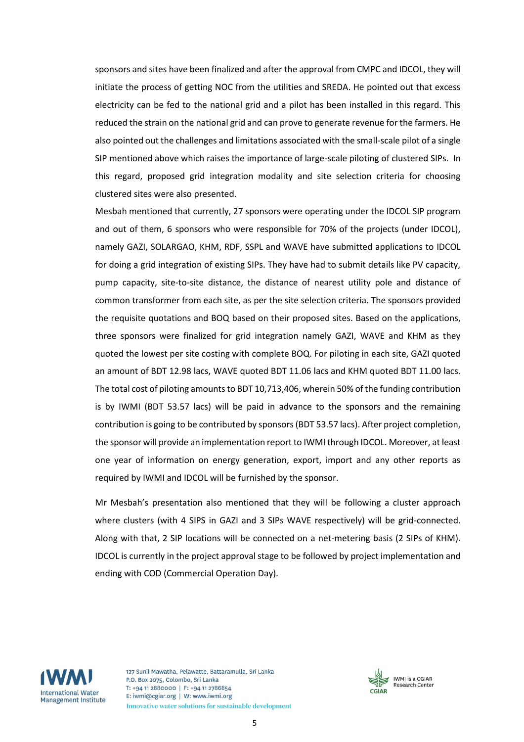sponsors and sites have been finalized and after the approval from CMPC and IDCOL, they will initiate the process of getting NOC from the utilities and SREDA. He pointed out that excess electricity can be fed to the national grid and a pilot has been installed in this regard. This reduced the strain on the national grid and can prove to generate revenue for the farmers. He also pointed out the challenges and limitations associated with the small-scale pilot of a single SIP mentioned above which raises the importance of large-scale piloting of clustered SIPs. In this regard, proposed grid integration modality and site selection criteria for choosing clustered sites were also presented.

Mesbah mentioned that currently, 27 sponsors were operating under the IDCOL SIP program and out of them, 6 sponsors who were responsible for 70% of the projects (under IDCOL), namely GAZI, SOLARGAO, KHM, RDF, SSPL and WAVE have submitted applications to IDCOL for doing a grid integration of existing SIPs. They have had to submit details like PV capacity, pump capacity, site-to-site distance, the distance of nearest utility pole and distance of common transformer from each site, as per the site selection criteria. The sponsors provided the requisite quotations and BOQ based on their proposed sites. Based on the applications, three sponsors were finalized for grid integration namely GAZI, WAVE and KHM as they quoted the lowest per site costing with complete BOQ. For piloting in each site, GAZI quoted an amount of BDT 12.98 lacs, WAVE quoted BDT 11.06 lacs and KHM quoted BDT 11.00 lacs. The total cost of piloting amounts to BDT 10,713,406, wherein 50% of the funding contribution is by IWMI (BDT 53.57 lacs) will be paid in advance to the sponsors and the remaining contribution is going to be contributed by sponsors (BDT 53.57 lacs). After project completion, the sponsor will provide an implementation report to IWMI through IDCOL. Moreover, at least one year of information on energy generation, export, import and any other reports as required by IWMI and IDCOL will be furnished by the sponsor.

Mr Mesbah's presentation also mentioned that they will be following a cluster approach where clusters (with 4 SIPS in GAZI and 3 SIPs WAVE respectively) will be grid-connected. Along with that, 2 SIP locations will be connected on a net-metering basis (2 SIPs of KHM). IDCOL is currently in the project approval stage to be followed by project implementation and ending with COD (Commercial Operation Day).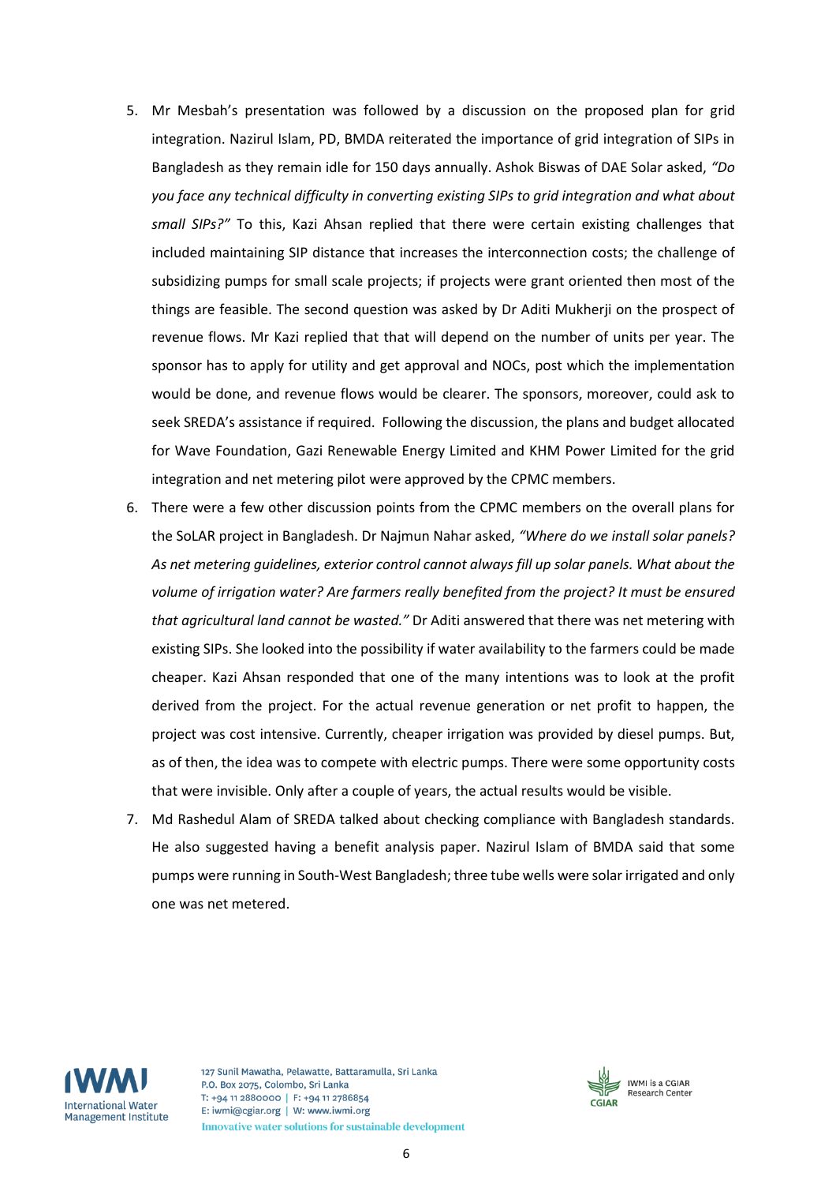5. Mr Mesbah's presentation was followed by a discussion on the proposed plan for grid integration. Nazirul Islam, PD, BMDA reiterated the importance of grid integration of SIPs in Bangladesh as they remain idle for 150 days annually. Ashok Biswas of DAE Solar asked, *"Do you face any technical difficulty in converting existing SIPs to grid integration and what about small SIPs?"* To this, Kazi Ahsan replied that there were certain existing challenges that included maintaining SIP distance that increases the interconnection costs; the challenge of subsidizing pumps for small scale projects; if projects were grant oriented then most of the things are feasible. The second question was asked by Dr Aditi Mukherji on the prospect of revenue flows. Mr Kazi replied that that will depend on the number of units per year. The sponsor has to apply for utility and get approval and NOCs, post which the implementation would be done, and revenue flows would be clearer. The sponsors, moreover, could ask to seek SREDA's assistance if required. Following the discussion, the plans and budget allocated for Wave Foundation, Gazi Renewable Energy Limited and KHM Power Limited for the grid integration and net metering pilot were approved by the CPMC members.
6. There were a few other discussion points from the CPMC members on the overall plans for the SoLAR project in Bangladesh. Dr Najmun Nahar asked, *"Where do we install solar panels? As net metering guidelines, exterior control cannot always fill up solar panels. What about the volume of irrigation water? Are farmers really benefited from the project? It must be ensured that agricultural land cannot be wasted."* Dr Aditi answered that there was net metering with existing SIPs. She looked into the possibility if water availability to the farmers could be made cheaper. Kazi Ahsan responded that one of the many intentions was to look at the profit derived from the project. For the actual revenue generation or net profit to happen, the project was cost intensive. Currently, cheaper irrigation was provided by diesel pumps. But, as of then, the idea was to compete with electric pumps. There were some opportunity costs that were invisible. Only after a couple of years, the actual results would be visible.
7. Md Rashedul Alam of SREDA talked about checking compliance with Bangladesh standards. He also suggested having a benefit analysis paper. Nazirul Islam of BMDA said that some pumps were running in South-West Bangladesh; three tube wells were solar irrigated and only one was net metered.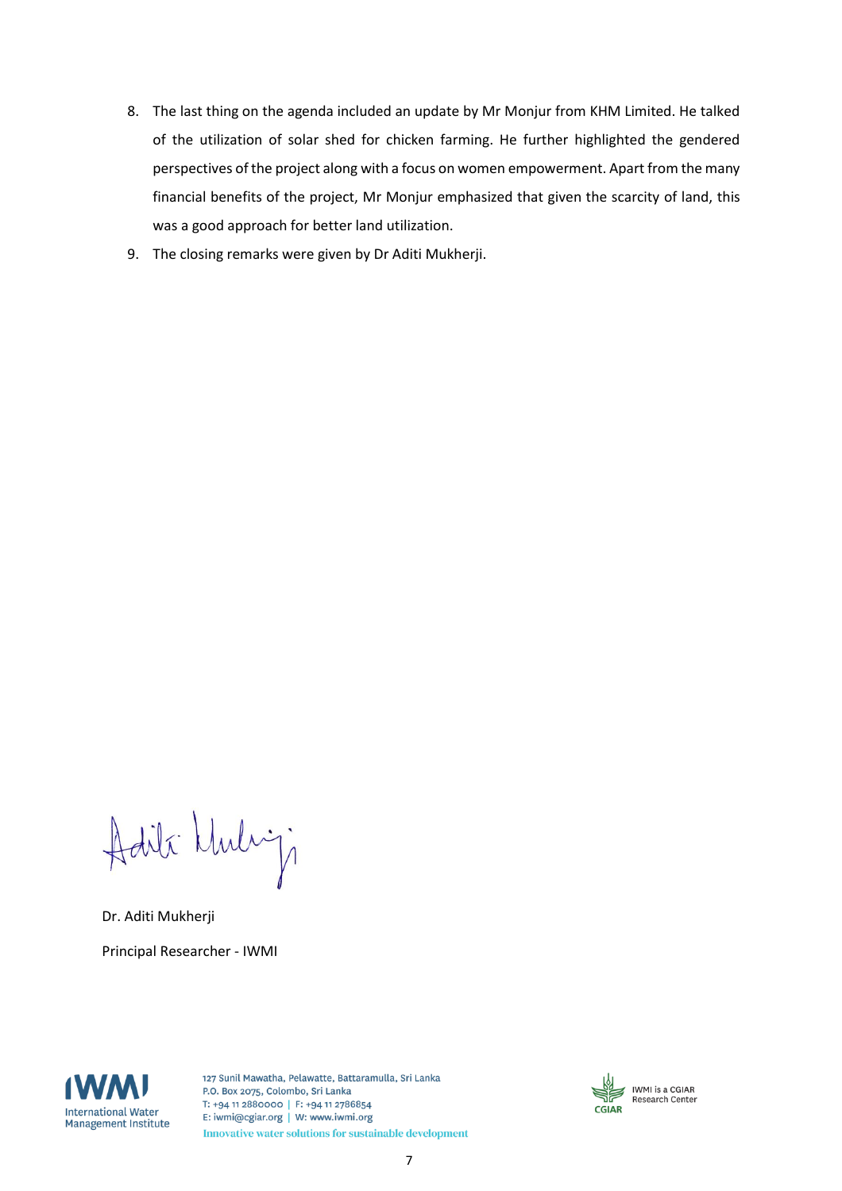8. The last thing on the agenda included an update by Mr Monjur from KHM Limited. He talked of the utilization of solar shed for chicken farming. He further highlighted the gendered perspectives of the project along with a focus on women empowerment. Apart from the many financial benefits of the project, Mr Monjur emphasized that given the scarcity of land, this was a good approach for better land utilization.
9. The closing remarks were given by Dr Aditi Mukherji.

Dr. Aditi Mukherji

Principal Researcher - IWMI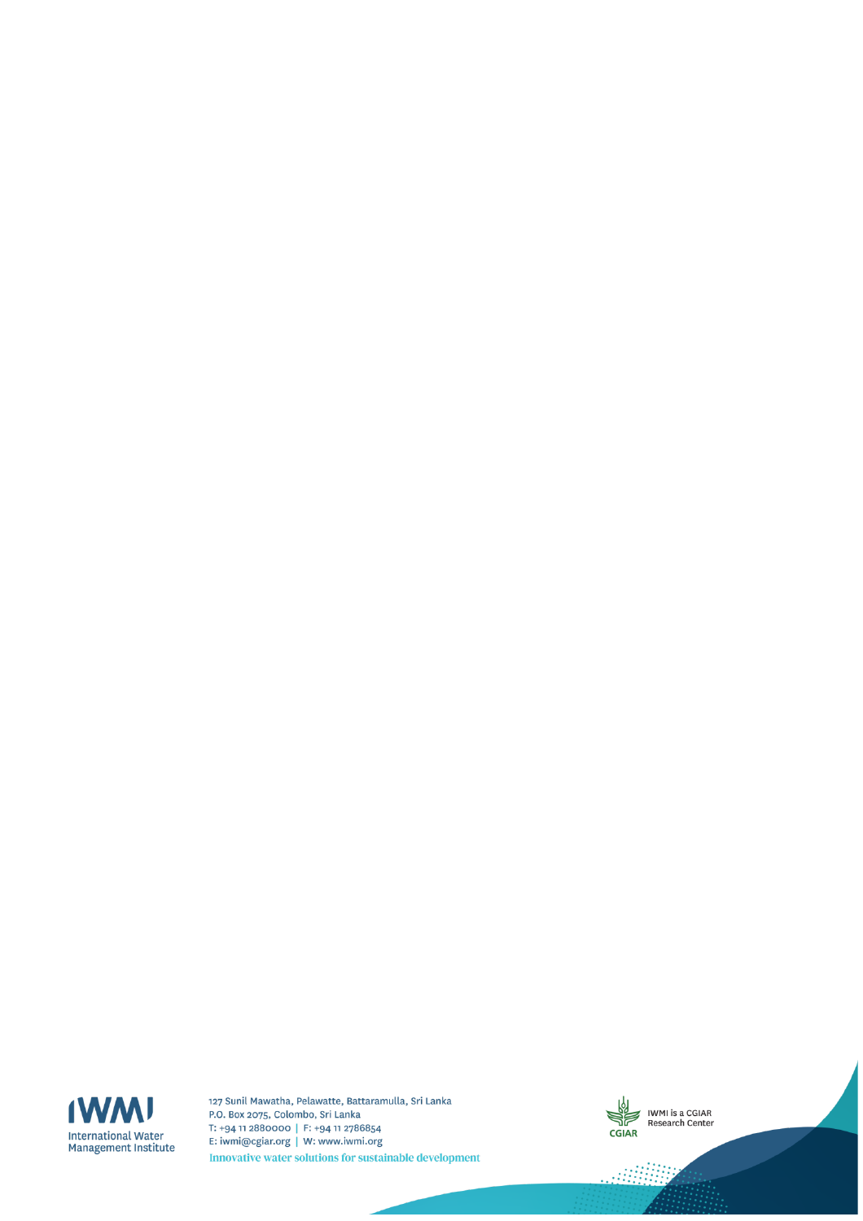IWMI

International Water Management Institute

127 Sunil Mawatha, Pelawatte, Battaramulla, Sri Lanka
P.O. Box 2075, Colombo, Sri Lanka
T: +94 11 2880000 | F: +94 11 2786854
E: iwmi@cgiar.org | W: www.iwmi.org

Innovative water solutions for sustainable development

CGIAR

IWMI is a CGIAR Research Center